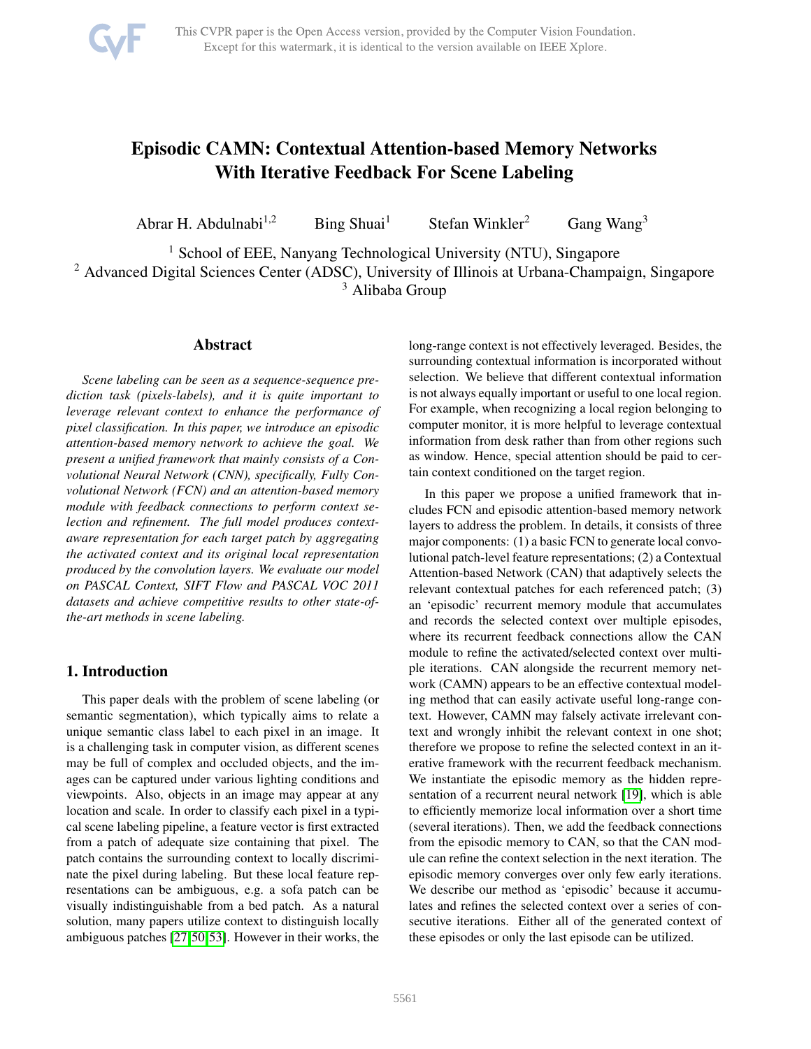# Episodic CAMN: Contextual Attention-based Memory Networks With Iterative Feedback For Scene Labeling

Abrar H. Abdulnabi[1,2] Bing Shuai[1] Stefan Winkler[2] Gang Wang[3]

[1] School of EEE, Nanyang Technological University (NTU), Singapore
[2] Advanced Digital Sciences Center (ADSC), University of Illinois at Urbana-Champaign, Singapore
[3] Alibaba Group

## Abstract

*Scene labeling can be seen as a sequence-sequence prediction task (pixels-labels), and it is quite important to leverage relevant context to enhance the performance of pixel classification. In this paper, we introduce an episodic attention-based memory network to achieve the goal. We present a unified framework that mainly consists of a Convolutional Neural Network (CNN), specifically, Fully Convolutional Network (FCN) and an attention-based memory module with feedback connections to perform context selection and refinement. The full model produces context-aware representation for each target patch by aggregating the activated context and its original local representation produced by the convolution layers. We evaluate our model on PASCAL Context, SIFT Flow and PASCAL VOC 2011 datasets and achieve competitive results to other state-of-the-art methods in scene labeling.*

## 1. Introduction

This paper deals with the problem of scene labeling (or semantic segmentation), which typically aims to relate a unique semantic class label to each pixel in an image. It is a challenging task in computer vision, as different scenes may be full of complex and occluded objects, and the images can be captured under various lighting conditions and viewpoints. Also, objects in an image may appear at any location and scale. In order to classify each pixel in a typical scene labeling pipeline, a feature vector is first extracted from a patch of adequate size containing that pixel. The patch contains the surrounding context to locally discriminate the pixel during labeling. But these local feature representations can be ambiguous, e.g. a sofa patch can be visually indistinguishable from a bed patch. As a natural solution, many papers utilize context to distinguish locally ambiguous patches [27][50][53]. However in their works, the long-range context is not effectively leveraged. Besides, the surrounding contextual information is incorporated without selection. We believe that different contextual information is not always equally important or useful to one local region. For example, when recognizing a local region belonging to computer monitor, it is more helpful to leverage contextual information from desk rather than from other regions such as window. Hence, special attention should be paid to certain context conditioned on the target region.

In this paper we propose a unified framework that includes FCN and episodic attention-based memory network layers to address the problem. In details, it consists of three major components: (1) a basic FCN to generate local convolutional patch-level feature representations; (2) a Contextual Attention-based Network (CAN) that adaptively selects the relevant contextual patches for each referenced patch; (3) an 'episodic' recurrent memory module that accumulates and records the selected context over multiple episodes, where its recurrent feedback connections allow the CAN module to refine the activated/selected context over multiple iterations. CAN alongside the recurrent memory network (CAMN) appears to be an effective contextual modeling method that can easily activate useful long-range context. However, CAMN may falsely activate irrelevant context and wrongly inhibit the relevant context in one shot; therefore we propose to refine the selected context in an iterative framework with the recurrent feedback mechanism. We instantiate the episodic memory as the hidden representation of a recurrent neural network [19], which is able to efficiently memorize local information over a short time (several iterations). Then, we add the feedback connections from the episodic memory to CAN, so that the CAN module can refine the context selection in the next iteration. The episodic memory converges over only few early iterations. We describe our method as 'episodic' because it accumulates and refines the selected context over a series of consecutive iterations. Either all of the generated context of these episodes or only the last episode can be utilized.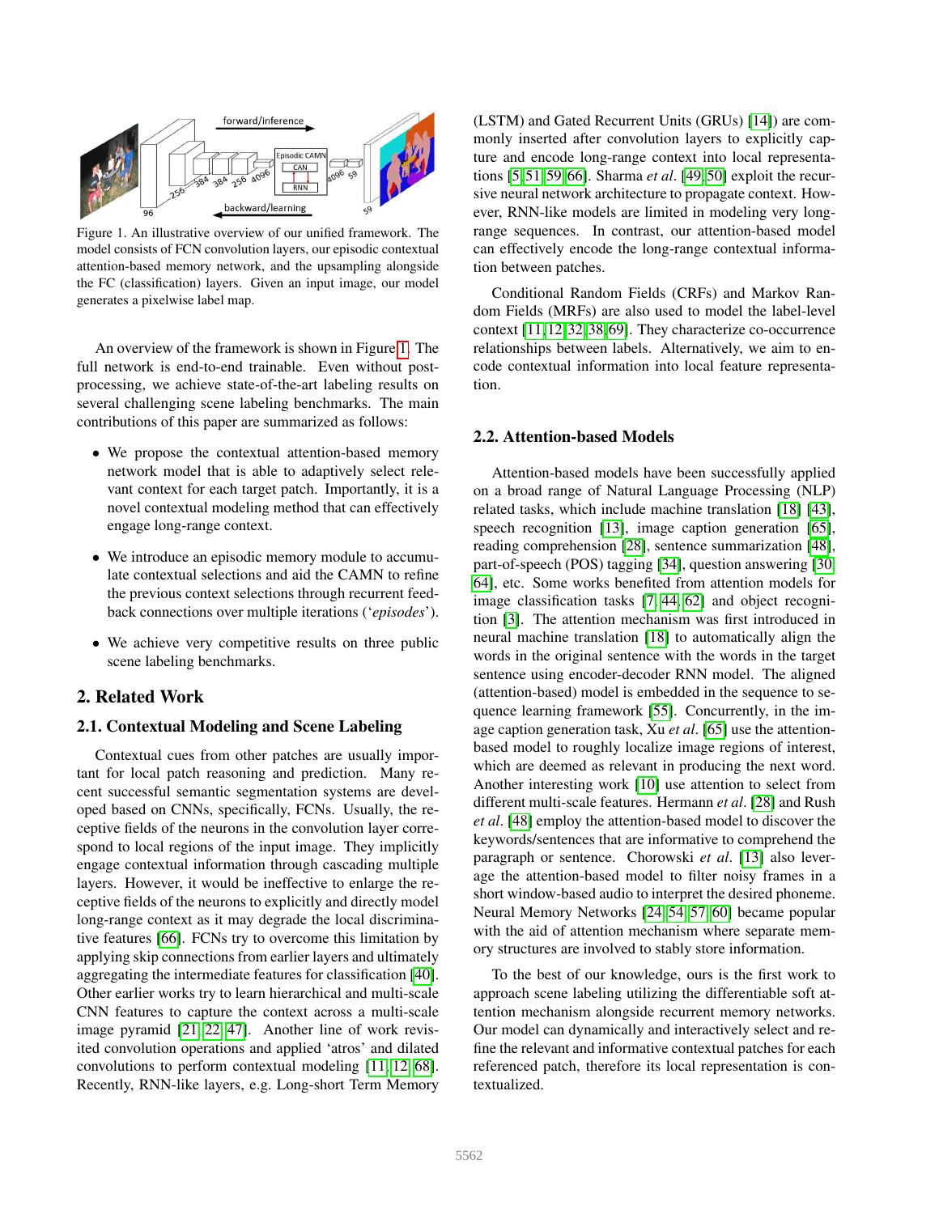Figure 1. An illustrative overview of our unified framework. The model consists of FCN convolution layers, our episodic contextual attention-based memory network, and the upsampling alongside the FC (classification) layers. Given an input image, our model generates a pixelwise label map.

An overview of the framework is shown in Figure 1. The full network is end-to-end trainable. Even without post-processing, we achieve state-of-the-art labeling results on several challenging scene labeling benchmarks. The main contributions of this paper are summarized as follows:

- We propose the contextual attention-based memory network model that is able to adaptively select relevant context for each target patch. Importantly, it is a novel contextual modeling method that can effectively engage long-range context.
- We introduce an episodic memory module to accumulate contextual selections and aid the CAMN to refine the previous context selections through recurrent feedback connections over multiple iterations ('*episodes*').
- We achieve very competitive results on three public scene labeling benchmarks.

## 2. Related Work

### 2.1. Contextual Modeling and Scene Labeling

Contextual cues from other patches are usually important for local patch reasoning and prediction. Many recent successful semantic segmentation systems are developed based on CNNs, specifically, FCNs. Usually, the receptive fields of the neurons in the convolution layer correspond to local regions of the input image. They implicitly engage contextual information through cascading multiple layers. However, it would be ineffective to enlarge the receptive fields of the neurons to explicitly and directly model long-range context as it may degrade the local discriminative features [66]. FCNs try to overcome this limitation by applying skip connections from earlier layers and ultimately aggregating the intermediate features for classification [40]. Other earlier works try to learn hierarchical and multi-scale CNN features to capture the context across a multi-scale image pyramid [21, 22, 47]. Another line of work revisited convolution operations and applied 'atros' and dilated convolutions to perform contextual modeling [11, 12, 68]. Recently, RNN-like layers, e.g. Long-short Term Memory (LSTM) and Gated Recurrent Units (GRUs) [14]) are commonly inserted after convolution layers to explicitly capture and encode long-range context into local representations [5, 51, 59, 66]. Sharma *et al*. [49, 50] exploit the recursive neural network architecture to propagate context. However, RNN-like models are limited in modeling very long-range sequences. In contrast, our attention-based model can effectively encode the long-range contextual information between patches.

Conditional Random Fields (CRFs) and Markov Random Fields (MRFs) are also used to model the label-level context [11, 12, 32, 38, 69]. They characterize co-occurrence relationships between labels. Alternatively, we aim to encode contextual information into local feature representation.

### 2.2. Attention-based Models

Attention-based models have been successfully applied on a broad range of Natural Language Processing (NLP) related tasks, which include machine translation [18] [43], speech recognition [13], image caption generation [65], reading comprehension [28], sentence summarization [48], part-of-speech (POS) tagging [34], question answering [30, 64], etc. Some works benefited from attention models for image classification tasks [7, 44, 62] and object recognition [3]. The attention mechanism was first introduced in neural machine translation [18] to automatically align the words in the original sentence with the words in the target sentence using encoder-decoder RNN model. The aligned (attention-based) model is embedded in the sequence to sequence learning framework [55]. Concurrently, in the image caption generation task, Xu *et al*. [65] use the attention-based model to roughly localize image regions of interest, which are deemed as relevant in producing the next word. Another interesting work [10] use attention to select from different multi-scale features. Hermann *et al*. [28] and Rush *et al*. [48] employ the attention-based model to discover the keywords/sentences that are informative to comprehend the paragraph or sentence. Chorowski *et al*. [13] also leverage the attention-based model to filter noisy frames in a short window-based audio to interpret the desired phoneme. Neural Memory Networks [24, 54, 57, 60] became popular with the aid of attention mechanism where separate memory structures are involved to stably store information.

To the best of our knowledge, ours is the first work to approach scene labeling utilizing the differentiable soft attention mechanism alongside recurrent memory networks. Our model can dynamically and interactively select and refine the relevant and informative contextual patches for each referenced patch, therefore its local representation is contextualized.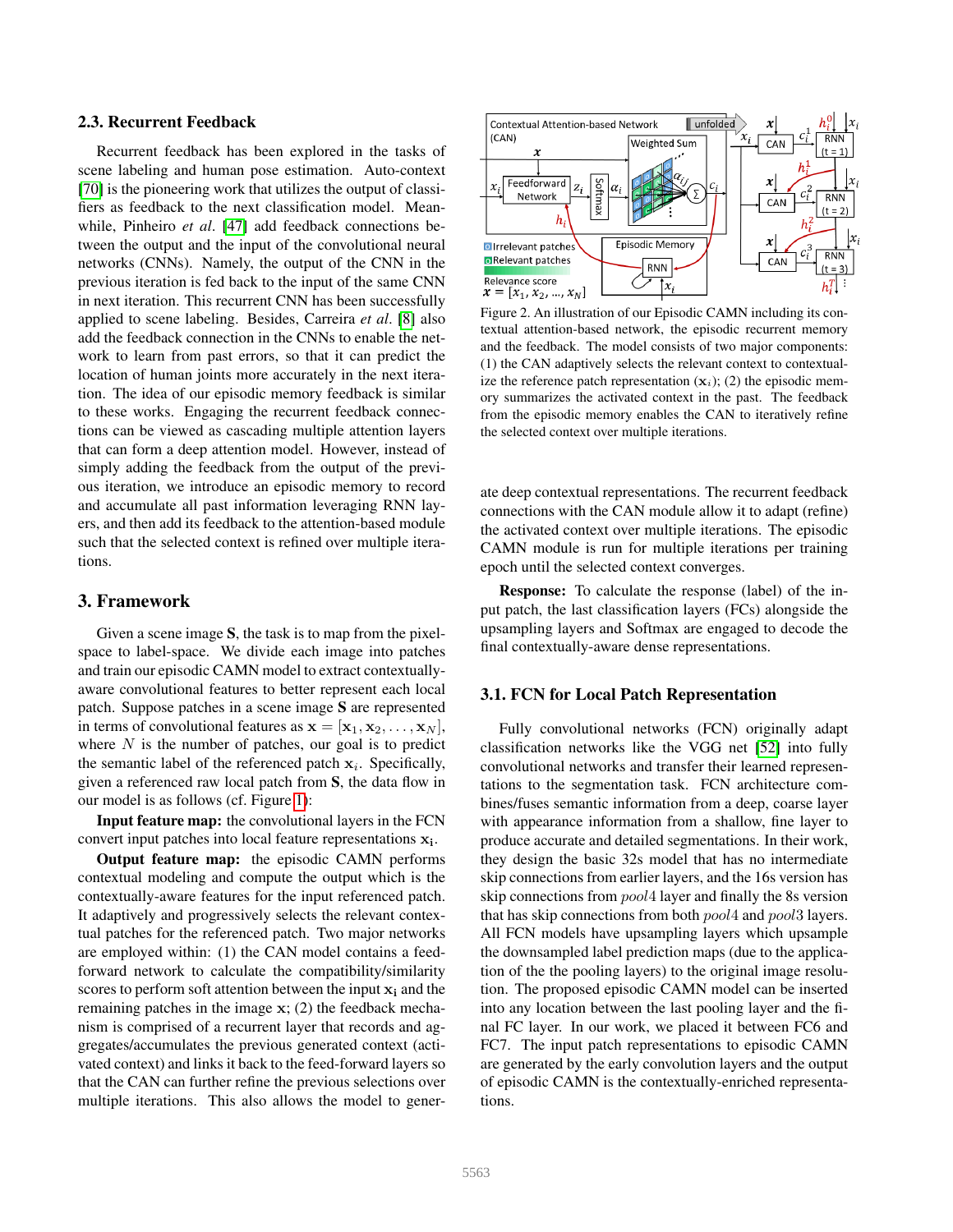### 2.3. Recurrent Feedback

Recurrent feedback has been explored in the tasks of scene labeling and human pose estimation. Auto-context [70] is the pioneering work that utilizes the output of classifiers as feedback to the next classification model. Meanwhile, Pinheiro *et al*. [47] add feedback connections between the output and the input of the convolutional neural networks (CNNs). Namely, the output of the CNN in the previous iteration is fed back to the input of the same CNN in next iteration. This recurrent CNN has been successfully applied to scene labeling. Besides, Carreira *et al*. [8] also add the feedback connection in the CNNs to enable the network to learn from past errors, so that it can predict the location of human joints more accurately in the next iteration. The idea of our episodic memory feedback is similar to these works. Engaging the recurrent feedback connections can be viewed as cascading multiple attention layers that can form a deep attention model. However, instead of simply adding the feedback from the output of the previous iteration, we introduce an episodic memory to record and accumulate all past information leveraging RNN layers, and then add its feedback to the attention-based module such that the selected context is refined over multiple iterations.

## 3. Framework

Given a scene image **S**, the task is to map from the pixel-space to label-space. We divide each image into patches and train our episodic CAMN model to extract contextually-aware convolutional features to better represent each local patch. Suppose patches in a scene image **S** are represented in terms of convolutional features as $\mathbf{x} = [\mathbf{x}_1, \mathbf{x}_2, \ldots, \mathbf{x}_N]$, where $N$ is the number of patches, our goal is to predict the semantic label of the referenced patch $\mathbf{x}_i$. Specifically, given a referenced raw local patch from **S**, the data flow in our model is as follows (cf. Figure 1):

**Input feature map:** the convolutional layers in the FCN convert input patches into local feature representations $\mathbf{x_i}$.

**Output feature map:** the episodic CAMN performs contextual modeling and compute the output which is the contextually-aware features for the input referenced patch. It adaptively and progressively selects the relevant contextual patches for the referenced patch. Two major networks are employed within: (1) the CAN model contains a feedforward network to calculate the compatibility/similarity scores to perform soft attention between the input $\mathbf{x_i}$ and the remaining patches in the image $\mathbf{x}$; (2) the feedback mechanism is comprised of a recurrent layer that records and aggregates/accumulates the previous generated context (activated context) and links it back to the feed-forward layers so that the CAN can further refine the previous selections over multiple iterations. This also allows the model to generate deep contextual representations. The recurrent feedback connections with the CAN module allow it to adapt (refine) the activated context over multiple iterations. The episodic CAMN module is run for multiple iterations per training epoch until the selected context converges.

Figure 2. An illustration of our Episodic CAMN including its contextual attention-based network, the episodic recurrent memory and the feedback. The model consists of two major components: (1) the CAN adaptively selects the relevant context to contextualize the reference patch representation ($\mathbf{x}_i$); (2) the episodic memory summarizes the activated context in the past. The feedback from the episodic memory enables the CAN to iteratively refine the selected context over multiple iterations.

**Response:** To calculate the response (label) of the input patch, the last classification layers (FCs) alongside the upsampling layers and Softmax are engaged to decode the final contextually-aware dense representations.

### 3.1. FCN for Local Patch Representation

Fully convolutional networks (FCN) originally adapt classification networks like the VGG net [52] into fully convolutional networks and transfer their learned representations to the segmentation task. FCN architecture combines/fuses semantic information from a deep, coarse layer with appearance information from a shallow, fine layer to produce accurate and detailed segmentations. In their work, they design the basic 32s model that has no intermediate skip connections from earlier layers, and the 16s version has skip connections from *pool*4 layer and finally the 8s version that has skip connections from both *pool*4 and *pool*3 layers. All FCN models have upsampling layers which upsample the downsampled label prediction maps (due to the application of the the pooling layers) to the original image resolution. The proposed episodic CAMN model can be inserted into any location between the last pooling layer and the final FC layer. In our work, we placed it between FC6 and FC7. The input patch representations to episodic CAMN are generated by the early convolution layers and the output of episodic CAMN is the contextually-enriched representations.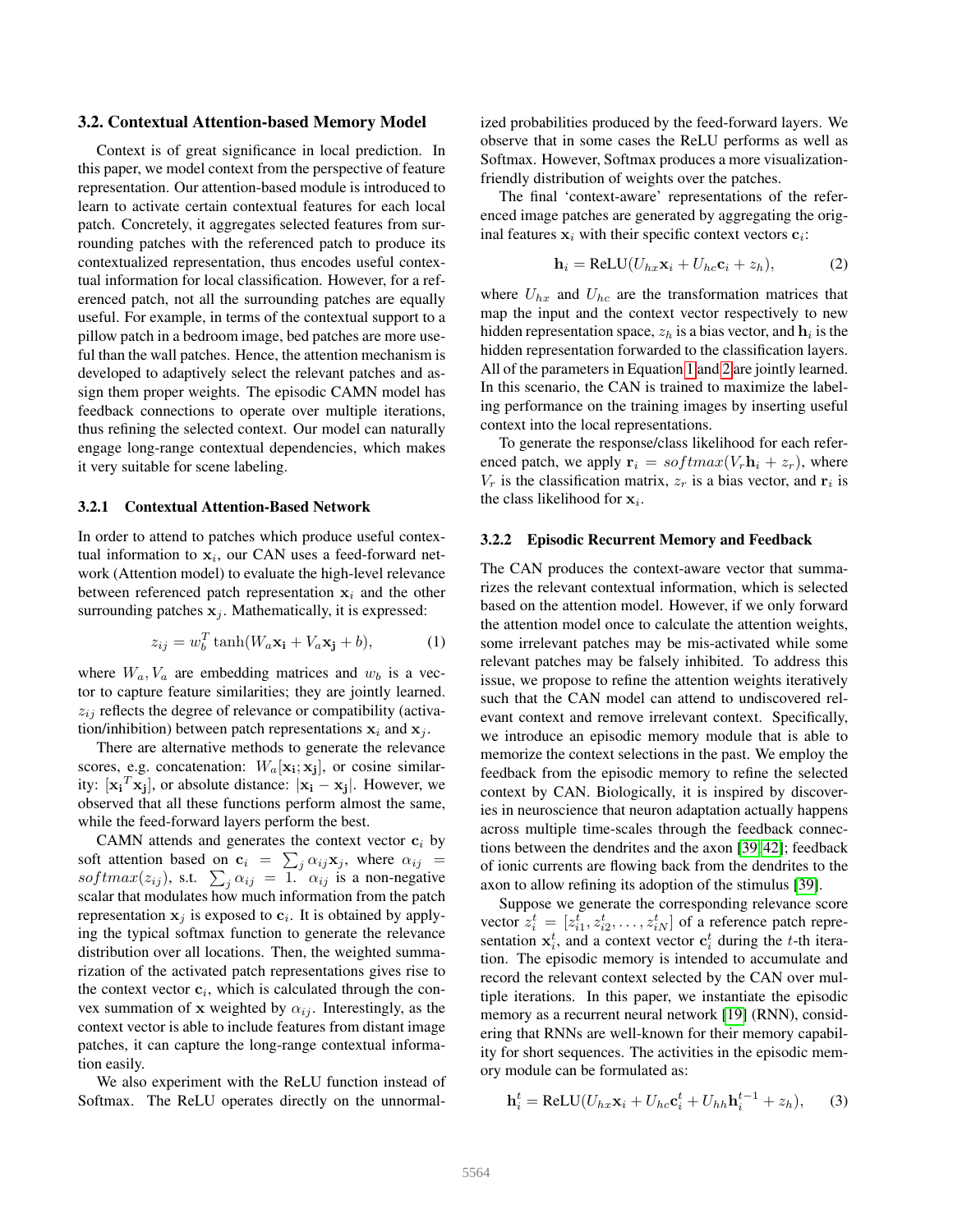### 3.2. Contextual Attention-based Memory Model

Context is of great significance in local prediction. In this paper, we model context from the perspective of feature representation. Our attention-based module is introduced to learn to activate certain contextual features for each local patch. Concretely, it aggregates selected features from surrounding patches with the referenced patch to produce its contextualized representation, thus encodes useful contextual information for local classification. However, for a referenced patch, not all the surrounding patches are equally useful. For example, in terms of the contextual support to a pillow patch in a bedroom image, bed patches are more useful than the wall patches. Hence, the attention mechanism is developed to adaptively select the relevant patches and assign them proper weights. The episodic CAMN model has feedback connections to operate over multiple iterations, thus refining the selected context. Our model can naturally engage long-range contextual dependencies, which makes it very suitable for scene labeling.

#### 3.2.1 Contextual Attention-Based Network

In order to attend to patches which produce useful contextual information to $\mathbf{x}_i$, our CAN uses a feed-forward network (Attention model) to evaluate the high-level relevance between referenced patch representation $\mathbf{x}_i$ and the other surrounding patches $\mathbf{x}_j$. Mathematically, it is expressed:

$$z_{ij} = w_b^T \tanh(W_a\mathbf{x_i} + V_a\mathbf{x_j} + b), \tag{1}$$

where $W_a, V_a$ are embedding matrices and $w_b$ is a vector to capture feature similarities; they are jointly learned. $z_{ij}$ reflects the degree of relevance or compatibility (activation/inhibition) between patch representations $\mathbf{x}_i$ and $\mathbf{x}_j$.

There are alternative methods to generate the relevance scores, e.g. concatenation: $W_a[\mathbf{x_i};\mathbf{x_j}]$, or cosine similarity: $[\mathbf{x_i}^T\mathbf{x_j}]$, or absolute distance: $|\mathbf{x_i} - \mathbf{x_j}|$. However, we observed that all these functions perform almost the same, while the feed-forward layers perform the best.

CAMN attends and generates the context vector $\mathbf{c}_i$ by soft attention based on $\mathbf{c}_i = \sum_j \alpha_{ij}\mathbf{x}_j$, where $\alpha_{ij} = softmax(z_{ij})$, s.t. $\sum_j \alpha_{ij} = 1$. $\alpha_{ij}$ is a non-negative scalar that modulates how much information from the patch representation $\mathbf{x}_j$ is exposed to $\mathbf{c}_i$. It is obtained by applying the typical softmax function to generate the relevance distribution over all locations. Then, the weighted summarization of the activated patch representations gives rise to the context vector $\mathbf{c}_i$, which is calculated through the convex summation of $\mathbf{x}$ weighted by $\alpha_{ij}$. Interestingly, as the context vector is able to include features from distant image patches, it can capture the long-range contextual information easily.

We also experiment with the ReLU function instead of Softmax. The ReLU operates directly on the unnormalized probabilities produced by the feed-forward layers. We observe that in some cases the ReLU performs as well as Softmax. However, Softmax produces a more visualization-friendly distribution of weights over the patches.

The final 'context-aware' representations of the referenced image patches are generated by aggregating the original features $\mathbf{x}_i$ with their specific context vectors $\mathbf{c}_i$:

$$\mathbf{h}_i = \text{ReLU}(U_{hx}\mathbf{x}_i + U_{hc}\mathbf{c}_i + z_h), \tag{2}$$

where $U_{hx}$ and $U_{hc}$ are the transformation matrices that map the input and the context vector respectively to new hidden representation space, $z_h$ is a bias vector, and $\mathbf{h}_i$ is the hidden representation forwarded to the classification layers. All of the parameters in Equation 1 and 2 are jointly learned. In this scenario, the CAN is trained to maximize the labeling performance on the training images by inserting useful context into the local representations.

To generate the response/class likelihood for each referenced patch, we apply $\mathbf{r}_i = softmax(V_r\mathbf{h}_i + z_r)$, where $V_r$ is the classification matrix, $z_r$ is a bias vector, and $\mathbf{r}_i$ is the class likelihood for $\mathbf{x}_i$.

#### 3.2.2 Episodic Recurrent Memory and Feedback

The CAN produces the context-aware vector that summarizes the relevant contextual information, which is selected based on the attention model. However, if we only forward the attention model once to calculate the attention weights, some irrelevant patches may be mis-activated while some relevant patches may be falsely inhibited. To address this issue, we propose to refine the attention weights iteratively such that the CAN model can attend to undiscovered relevant context and remove irrelevant context. Specifically, we introduce an episodic memory module that is able to memorize the context selections in the past. We employ the feedback from the episodic memory to refine the selected context by CAN. Biologically, it is inspired by discoveries in neuroscience that neuron adaptation actually happens across multiple time-scales through the feedback connections between the dendrites and the axon [39, 42]; feedback of ionic currents are flowing back from the dendrites to the axon to allow refining its adoption of the stimulus [39].

Suppose we generate the corresponding relevance score vector $z_i^t = [z_{i1}^t, z_{i2}^t, \ldots, z_{iN}^t]$ of a reference patch representation $\mathbf{x}_i^t$, and a context vector $\mathbf{c}_i^t$ during the $t$-th iteration. The episodic memory is intended to accumulate and record the relevant context selected by the CAN over multiple iterations. In this paper, we instantiate the episodic memory as a recurrent neural network [19] (RNN), considering that RNNs are well-known for their memory capability for short sequences. The activities in the episodic memory module can be formulated as:

$$\mathbf{h}_i^t = \text{ReLU}(U_{hx}\mathbf{x}_i + U_{hc}\mathbf{c}_i^t + U_{hh}\mathbf{h}_i^{t-1} + z_h), \tag{3}$$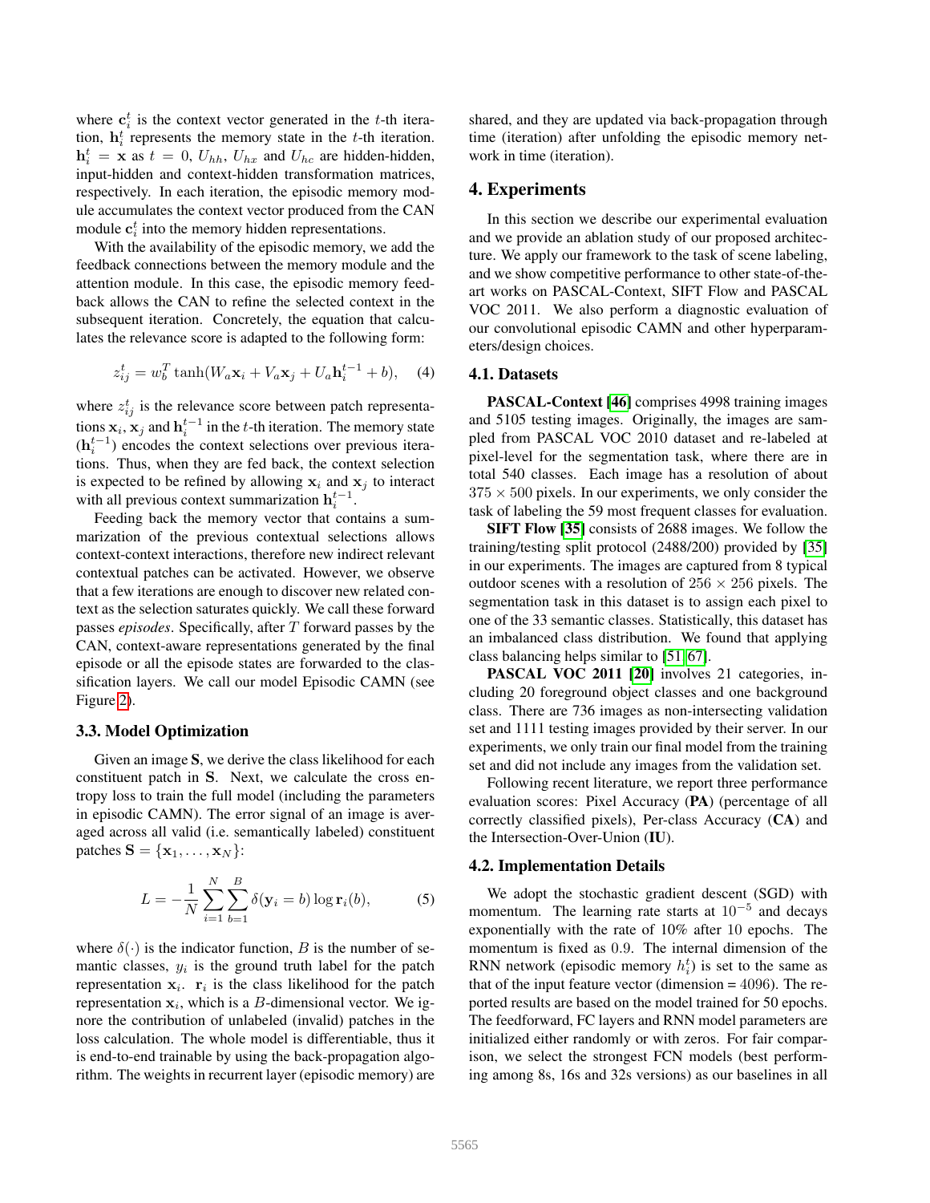where $\mathbf{c}_i^t$ is the context vector generated in the $t$-th iteration, $\mathbf{h}_i^t$ represents the memory state in the $t$-th iteration. $\mathbf{h}_i^t = \mathbf{x}$ as $t = 0$, $U_{hh}$, $U_{hx}$ and $U_{hc}$ are hidden-hidden, input-hidden and context-hidden transformation matrices, respectively. In each iteration, the episodic memory module accumulates the context vector produced from the CAN module $\mathbf{c}_i^t$ into the memory hidden representations.

With the availability of the episodic memory, we add the feedback connections between the memory module and the attention module. In this case, the episodic memory feedback allows the CAN to refine the selected context in the subsequent iteration. Concretely, the equation that calculates the relevance score is adapted to the following form:

$$z_{ij}^t = w_b^T \tanh(W_a \mathbf{x}_i + V_a \mathbf{x}_j + U_a \mathbf{h}_i^{t-1} + b), \quad (4)$$

where $z_{ij}^t$ is the relevance score between patch representations $\mathbf{x}_i$, $\mathbf{x}_j$ and $\mathbf{h}_i^{t-1}$ in the $t$-th iteration. The memory state ($\mathbf{h}_i^{t-1}$) encodes the context selections over previous iterations. Thus, when they are fed back, the context selection is expected to be refined by allowing $\mathbf{x}_i$ and $\mathbf{x}_j$ to interact with all previous context summarization $\mathbf{h}_i^{t-1}$.

Feeding back the memory vector that contains a summarization of the previous contextual selections allows context-context interactions, therefore new indirect relevant contextual patches can be activated. However, we observe that a few iterations are enough to discover new related context as the selection saturates quickly. We call these forward passes *episodes*. Specifically, after $T$ forward passes by the CAN, context-aware representations generated by the final episode or all the episode states are forwarded to the classification layers. We call our model Episodic CAMN (see Figure 2).

### 3.3. Model Optimization

Given an image $\mathbf{S}$, we derive the class likelihood for each constituent patch in $\mathbf{S}$. Next, we calculate the cross entropy loss to train the full model (including the parameters in episodic CAMN). The error signal of an image is averaged across all valid (i.e. semantically labeled) constituent patches $\mathbf{S} = \{\mathbf{x}_1, \dots, \mathbf{x}_N\}$:

$$L = -\frac{1}{N} \sum_{i=1}^{N} \sum_{b=1}^{B} \delta(\mathbf{y}_i = b) \log \mathbf{r}_i(b), \quad (5)$$

where $\delta(\cdot)$ is the indicator function, $B$ is the number of semantic classes, $y_i$ is the ground truth label for the patch representation $\mathbf{x}_i$. $\mathbf{r}_i$ is the class likelihood for the patch representation $\mathbf{x}_i$, which is a $B$-dimensional vector. We ignore the contribution of unlabeled (invalid) patches in the loss calculation. The whole model is differentiable, thus it is end-to-end trainable by using the back-propagation algorithm. The weights in recurrent layer (episodic memory) are shared, and they are updated via back-propagation through time (iteration) after unfolding the episodic memory network in time (iteration).

## 4. Experiments

In this section we describe our experimental evaluation and we provide an ablation study of our proposed architecture. We apply our framework to the task of scene labeling, and we show competitive performance to other state-of-the-art works on PASCAL-Context, SIFT Flow and PASCAL VOC 2011. We also perform a diagnostic evaluation of our convolutional episodic CAMN and other hyperparameters/design choices.

### 4.1. Datasets

**PASCAL-Context [46]** comprises 4998 training images and 5105 testing images. Originally, the images are sampled from PASCAL VOC 2010 dataset and re-labeled at pixel-level for the segmentation task, where there are in total 540 classes. Each image has a resolution of about $375 \times 500$ pixels. In our experiments, we only consider the task of labeling the 59 most frequent classes for evaluation.

**SIFT Flow [35]** consists of 2688 images. We follow the training/testing split protocol (2488/200) provided by [35] in our experiments. The images are captured from 8 typical outdoor scenes with a resolution of $256 \times 256$ pixels. The segmentation task in this dataset is to assign each pixel to one of the 33 semantic classes. Statistically, this dataset has an imbalanced class distribution. We found that applying class balancing helps similar to [51, 67].

**PASCAL VOC 2011 [20]** involves 21 categories, including 20 foreground object classes and one background class. There are 736 images as non-intersecting validation set and 1111 testing images provided by their server. In our experiments, we only train our final model from the training set and did not include any images from the validation set.

Following recent literature, we report three performance evaluation scores: Pixel Accuracy (**PA**) (percentage of all correctly classified pixels), Per-class Accuracy (**CA**) and the Intersection-Over-Union (**IU**).

### 4.2. Implementation Details

We adopt the stochastic gradient descent (SGD) with momentum. The learning rate starts at $10^{-5}$ and decays exponentially with the rate of 10% after 10 epochs. The momentum is fixed as 0.9. The internal dimension of the RNN network (episodic memory $h_i^t$) is set to the same as that of the input feature vector (dimension = 4096). The reported results are based on the model trained for 50 epochs. The feedforward, FC layers and RNN model parameters are initialized either randomly or with zeros. For fair comparison, we select the strongest FCN models (best performing among 8s, 16s and 32s versions) as our baselines in all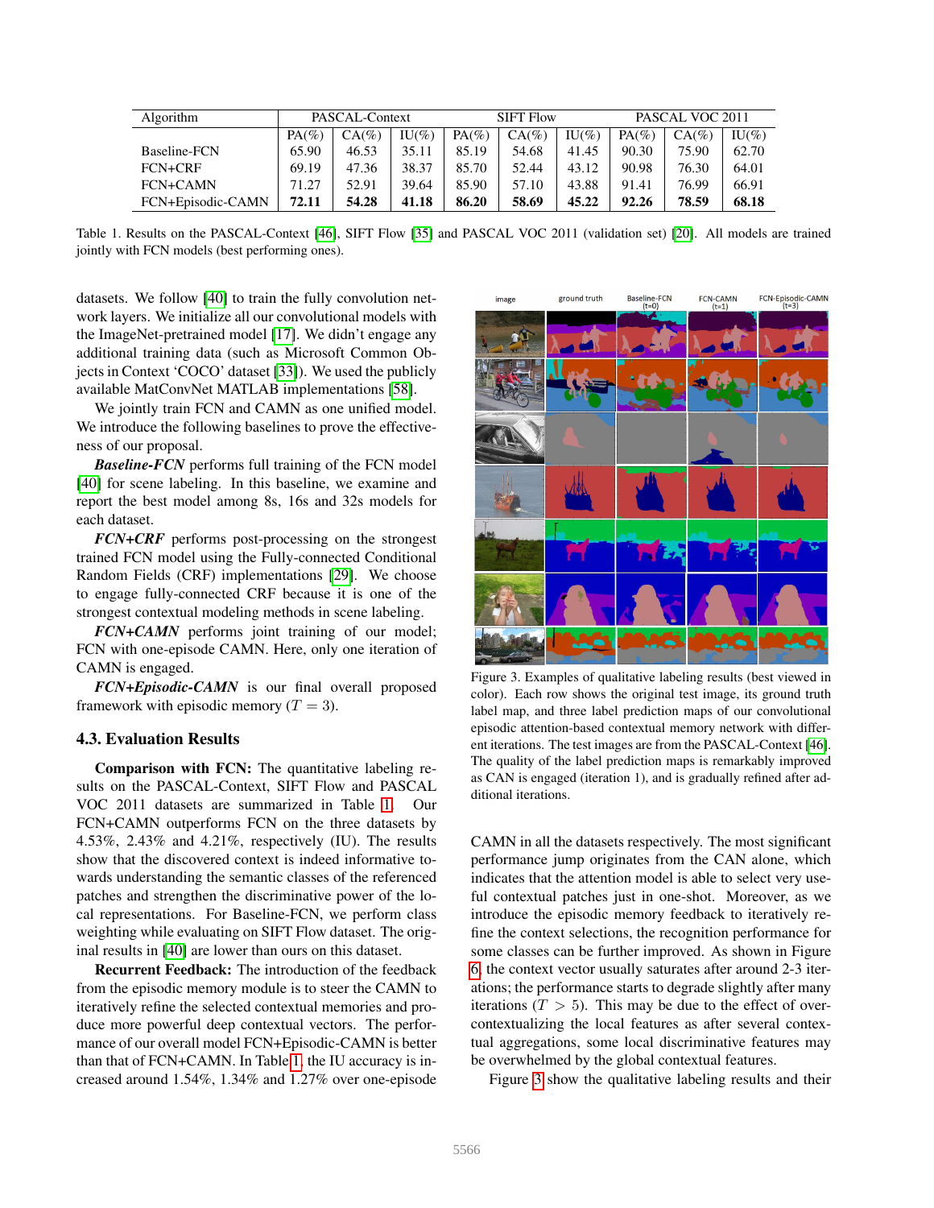| Algorithm | PASCAL-Context | | | SIFT Flow | | | PASCAL VOC 2011 | | |
|---|---|---|---|---|---|---|---|---|---|
| | PA(%) | CA(%) | IU(%) | PA(%) | CA(%) | IU(%) | PA(%) | CA(%) | IU(%) |
| Baseline-FCN | 65.90 | 46.53 | 35.11 | 85.19 | 54.68 | 41.45 | 90.30 | 75.90 | 62.70 |
| FCN+CRF | 69.19 | 47.36 | 38.37 | 85.70 | 52.44 | 43.12 | 90.98 | 76.30 | 64.01 |
| FCN+CAMN | 71.27 | 52.91 | 39.64 | 85.90 | 57.10 | 43.88 | 91.41 | 76.99 | 66.91 |
| FCN+Episodic-CAMN | **72.11** | **54.28** | **41.18** | **86.20** | **58.69** | **45.22** | **92.26** | **78.59** | **68.18** |

Table 1. Results on the PASCAL-Context [46], SIFT Flow [35] and PASCAL VOC 2011 (validation set) [20]. All models are trained jointly with FCN models (best performing ones).

datasets. We follow [40] to train the fully convolution network layers. We initialize all our convolutional models with the ImageNet-pretrained model [17]. We didn't engage any additional training data (such as Microsoft Common Objects in Context 'COCO' dataset [33]). We used the publicly available MatConvNet MATLAB implementations [58].

We jointly train FCN and CAMN as one unified model. We introduce the following baselines to prove the effectiveness of our proposal.

***Baseline-FCN*** performs full training of the FCN model [40] for scene labeling. In this baseline, we examine and report the best model among 8s, 16s and 32s models for each dataset.

***FCN+CRF*** performs post-processing on the strongest trained FCN model using the Fully-connected Conditional Random Fields (CRF) implementations [29]. We choose to engage fully-connected CRF because it is one of the strongest contextual modeling methods in scene labeling.

***FCN+CAMN*** performs joint training of our model; FCN with one-episode CAMN. Here, only one iteration of CAMN is engaged.

***FCN+Episodic-CAMN*** is our final overall proposed framework with episodic memory ($T = 3$).

### 4.3. Evaluation Results

**Comparison with FCN:** The quantitative labeling results on the PASCAL-Context, SIFT Flow and PASCAL VOC 2011 datasets are summarized in Table 1. Our FCN+CAMN outperforms FCN on the three datasets by 4.53%, 2.43% and 4.21%, respectively (IU). The results show that the discovered context is indeed informative towards understanding the semantic classes of the referenced patches and strengthen the discriminative power of the local representations. For Baseline-FCN, we perform class weighting while evaluating on SIFT Flow dataset. The original results in [40] are lower than ours on this dataset.

**Recurrent Feedback:** The introduction of the feedback from the episodic memory module is to steer the CAMN to iteratively refine the selected contextual memories and produce more powerful deep contextual vectors. The performance of our overall model FCN+Episodic-CAMN is better than that of FCN+CAMN. In Table 1, the IU accuracy is increased around 1.54%, 1.34% and 1.27% over one-episode CAMN in all the datasets respectively. The most significant performance jump originates from the CAN alone, which indicates that the attention model is able to select very useful contextual patches just in one-shot. Moreover, as we introduce the episodic memory feedback to iteratively refine the context selections, the recognition performance for some classes can be further improved. As shown in Figure 6, the context vector usually saturates after around 2-3 iterations; the performance starts to degrade slightly after many iterations ($T > 5$). This may be due to the effect of over-contextualizing the local features as after several contextual aggregations, some local discriminative features may be overwhelmed by the global contextual features.

Figure 3. Examples of qualitative labeling results (best viewed in color). Each row shows the original test image, its ground truth label map, and three label prediction maps of our convolutional episodic attention-based contextual memory network with different iterations. The test images are from the PASCAL-Context [46]. The quality of the label prediction maps is remarkably improved as CAN is engaged (iteration 1), and is gradually refined after additional iterations.

Figure 3 show the qualitative labeling results and their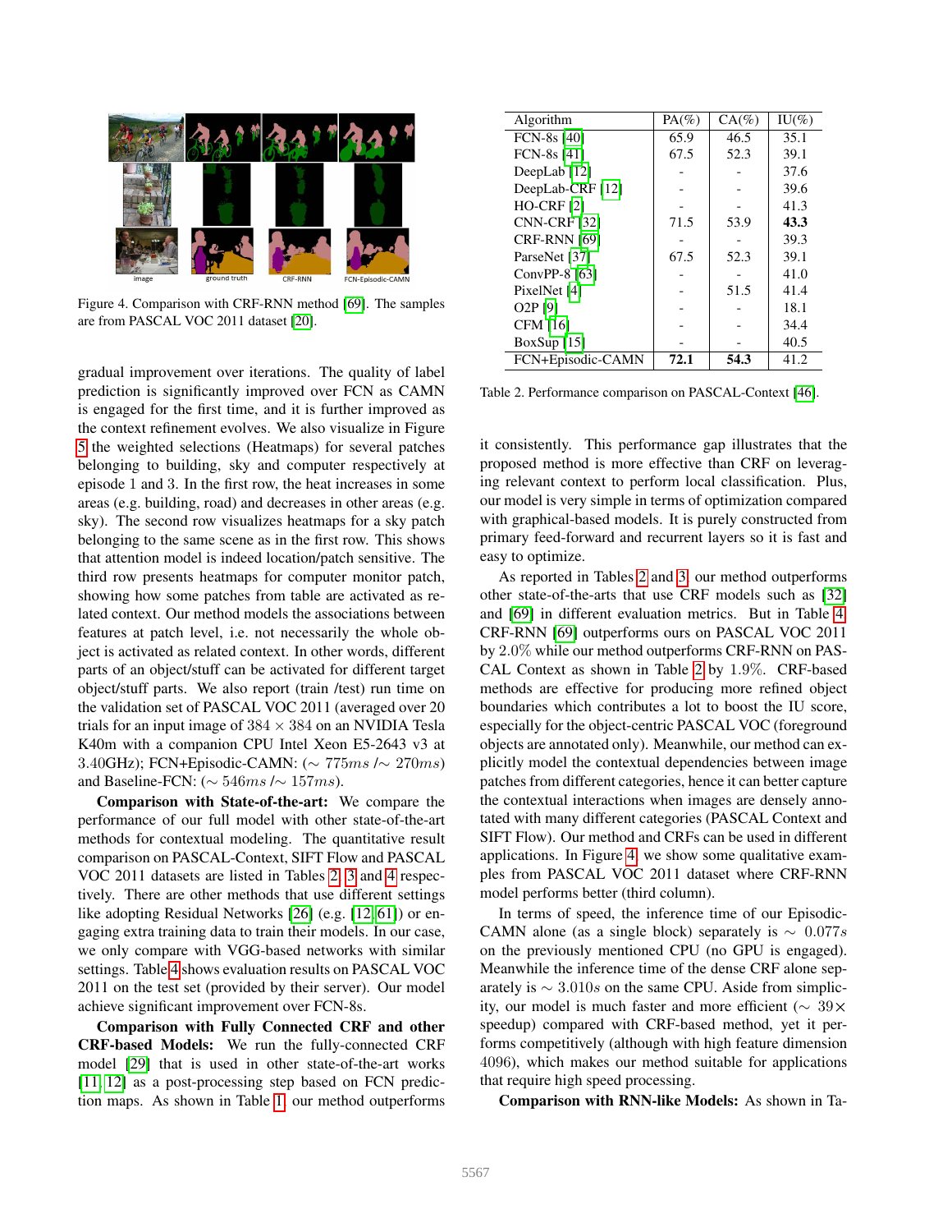Figure 4. Comparison with CRF-RNN method [69]. The samples are from PASCAL VOC 2011 dataset [20].

gradual improvement over iterations. The quality of label prediction is significantly improved over FCN as CAMN is engaged for the first time, and it is further improved as the context refinement evolves. We also visualize in Figure 5 the weighted selections (Heatmaps) for several patches belonging to building, sky and computer respectively at episode 1 and 3. In the first row, the heat increases in some areas (e.g. building, road) and decreases in other areas (e.g. sky). The second row visualizes heatmaps for a sky patch belonging to the same scene as in the first row. This shows that attention model is indeed location/patch sensitive. The third row presents heatmaps for computer monitor patch, showing how some patches from table are activated as related context. Our method models the associations between features at patch level, i.e. not necessarily the whole object is activated as related context. In other words, different parts of an object/stuff can be activated for different target object/stuff parts. We also report (train /test) run time on the validation set of PASCAL VOC 2011 (averaged over 20 trials for an input image of $384 \times 384$ on an NVIDIA Tesla K40m with a companion CPU Intel Xeon E5-2643 v3 at 3.40GHz); FCN+Episodic-CAMN: ($\sim 775ms$ /$\sim 270ms$) and Baseline-FCN: ($\sim 546ms$ /$\sim 157ms$).

**Comparison with State-of-the-art:** We compare the performance of our full model with other state-of-the-art methods for contextual modeling. The quantitative result comparison on PASCAL-Context, SIFT Flow and PASCAL VOC 2011 datasets are listed in Tables 2, 3 and 4 respectively. There are other methods that use different settings like adopting Residual Networks [26] (e.g. [12, 61]) or engaging extra training data to train their models. In our case, we only compare with VGG-based networks with similar settings. Table 4 shows evaluation results on PASCAL VOC 2011 on the test set (provided by their server). Our model achieve significant improvement over FCN-8s.

**Comparison with Fully Connected CRF and other CRF-based Models:** We run the fully-connected CRF model [29] that is used in other state-of-the-art works [11, 12] as a post-processing step based on FCN prediction maps. As shown in Table 1, our method outperforms

| Algorithm | PA(%) | CA(%) | IU(%) |
|---|---|---|---|
| FCN-8s [40] | 65.9 | 46.5 | 35.1 |
| FCN-8s [41] | 67.5 | 52.3 | 39.1 |
| DeepLab [12] | - | - | 37.6 |
| DeepLab-CRF [12] | - | - | 39.6 |
| HO-CRF [2] | - | - | 41.3 |
| CNN-CRF [32] | 71.5 | 53.9 | **43.3** |
| CRF-RNN [69] | - | - | 39.3 |
| ParseNet [37] | 67.5 | 52.3 | 39.1 |
| ConvPP-8 [63] | - | - | 41.0 |
| PixelNet [4] | - | 51.5 | 41.4 |
| O2P [9] | - | - | 18.1 |
| CFM [16] | - | - | 34.4 |
| BoxSup [15] | - | - | 40.5 |
| FCN+Episodic-CAMN | **72.1** | **54.3** | 41.2 |

Table 2. Performance comparison on PASCAL-Context [46].

it consistently. This performance gap illustrates that the proposed method is more effective than CRF on leveraging relevant context to perform local classification. Plus, our model is very simple in terms of optimization compared with graphical-based models. It is purely constructed from primary feed-forward and recurrent layers so it is fast and easy to optimize.

As reported in Tables 2 and 3, our method outperforms other state-of-the-arts that use CRF models such as [32] and [69] in different evaluation metrics. But in Table 4 CRF-RNN [69] outperforms ours on PASCAL VOC 2011 by $2.0\%$ while our method outperforms CRF-RNN on PASCAL Context as shown in Table 2 by $1.9\%$. CRF-based methods are effective for producing more refined object boundaries which contributes a lot to boost the IU score, especially for the object-centric PASCAL VOC (foreground objects are annotated only). Meanwhile, our method can explicitly model the contextual dependencies between image patches from different categories, hence it can better capture the contextual interactions when images are densely annotated with many different categories (PASCAL Context and SIFT Flow). Our method and CRFs can be used in different applications. In Figure 4, we show some qualitative examples from PASCAL VOC 2011 dataset where CRF-RNN model performs better (third column).

In terms of speed, the inference time of our Episodic-CAMN alone (as a single block) separately is $\sim 0.077s$ on the previously mentioned CPU (no GPU is engaged). Meanwhile the inference time of the dense CRF alone separately is $\sim 3.010s$ on the same CPU. Aside from simplicity, our model is much faster and more efficient ($\sim 39\times$ speedup) compared with CRF-based method, yet it performs competitively (although with high feature dimension 4096), which makes our method suitable for applications that require high speed processing.

**Comparison with RNN-like Models:** As shown in Ta-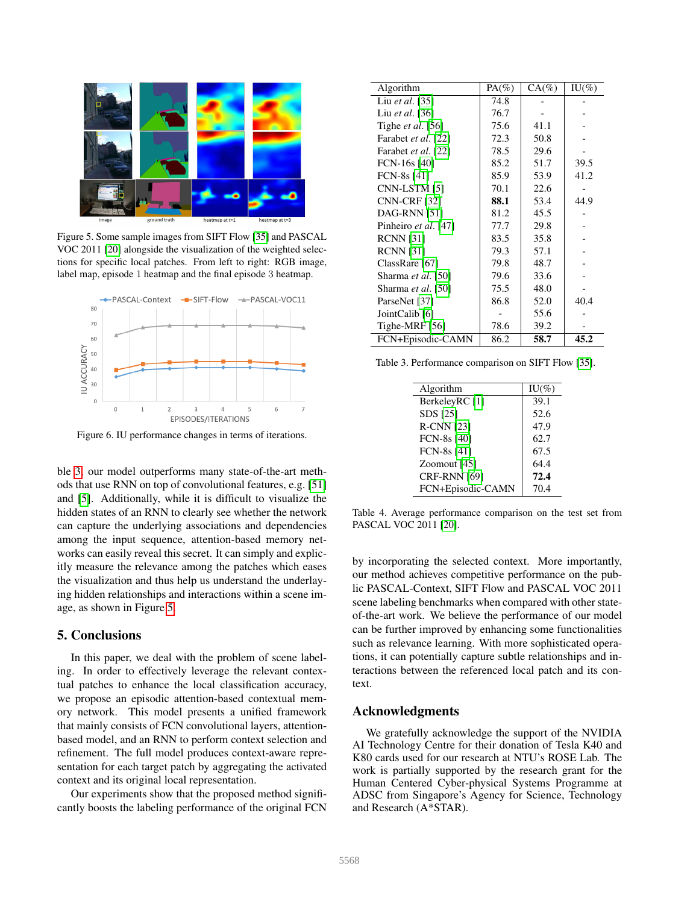Figure 5. Some sample images from SIFT Flow [35] and PASCAL VOC 2011 [20] alongside the visualization of the weighted selections for specific local patches. From left to right: RGB image, label map, episode 1 heatmap and the final episode 3 heatmap.

Figure 6. IU performance changes in terms of iterations.

ble 3, our model outperforms many state-of-the-art methods that use RNN on top of convolutional features, e.g. [51] and [5]. Additionally, while it is difficult to visualize the hidden states of an RNN to clearly see whether the network can capture the underlying associations and dependencies among the input sequence, attention-based memory networks can easily reveal this secret. It can simply and explicitly measure the relevance among the patches which eases the visualization and thus help us understand the underlaying hidden relationships and interactions within a scene image, as shown in Figure 5.

## 5. Conclusions

In this paper, we deal with the problem of scene labeling. In order to effectively leverage the relevant contextual patches to enhance the local classification accuracy, we propose an episodic attention-based contextual memory network. This model presents a unified framework that mainly consists of FCN convolutional layers, attention-based model, and an RNN to perform context selection and refinement. The full model produces context-aware representation for each target patch by aggregating the activated context and its original local representation.

Our experiments show that the proposed method significantly boosts the labeling performance of the original FCN by incorporating the selected context. More importantly, our method achieves competitive performance on the public PASCAL-Context, SIFT Flow and PASCAL VOC 2011 scene labeling benchmarks when compared with other state-of-the-art work. We believe the performance of our model can be further improved by enhancing some functionalities such as relevance learning. With more sophisticated operations, it can potentially capture subtle relationships and interactions between the referenced local patch and its context.

| Algorithm | PA(%) | CA(%) | IU(%) |
|---|---|---|---|
| Liu *et al.* [35] | 74.8 | - | - |
| Liu *et al.* [36] | 76.7 | - | - |
| Tighe *et al.* [56] | 75.6 | 41.1 | - |
| Farabet *et al.* [22] | 72.3 | 50.8 | - |
| Farabet *et al.* [22] | 78.5 | 29.6 | - |
| FCN-16s [40] | 85.2 | 51.7 | 39.5 |
| FCN-8s [41] | 85.9 | 53.9 | 41.2 |
| CNN-LSTM [5] | 70.1 | 22.6 | - |
| CNN-CRF [32] | **88.1** | 53.4 | 44.9 |
| DAG-RNN [51] | 81.2 | 45.5 | - |
| Pinheiro *et al.* [47] | 77.7 | 29.8 | - |
| RCNN [31] | 83.5 | 35.8 | - |
| RCNN [31] | 79.3 | 57.1 | - |
| ClassRare [67] | 79.8 | 48.7 | - |
| Sharma *et al.* [50] | 79.6 | 33.6 | - |
| Sharma *et al.* [50] | 75.5 | 48.0 | - |
| ParseNet [37] | 86.8 | 52.0 | 40.4 |
| JointCalib [6] | - | 55.6 | - |
| Tighe-MRF [56] | 78.6 | 39.2 | - |
| FCN+Episodic-CAMN | 86.2 | **58.7** | **45.2** |

Table 3. Performance comparison on SIFT Flow [35].

| Algorithm | IU(%) |
|---|---|
| BerkeleyRC [1] | 39.1 |
| SDS [25] | 52.6 |
| R-CNN [23] | 47.9 |
| FCN-8s [40] | 62.7 |
| FCN-8s [41] | 67.5 |
| Zoomout [45] | 64.4 |
| CRF-RNN [69] | **72.4** |
| FCN+Episodic-CAMN | 70.4 |

Table 4. Average performance comparison on the test set from PASCAL VOC 2011 [20].

## Acknowledgments

We gratefully acknowledge the support of the NVIDIA AI Technology Centre for their donation of Tesla K40 and K80 cards used for our research at NTU's ROSE Lab. The work is partially supported by the research grant for the Human Centered Cyber-physical Systems Programme at ADSC from Singapore's Agency for Science, Technology and Research (A*STAR).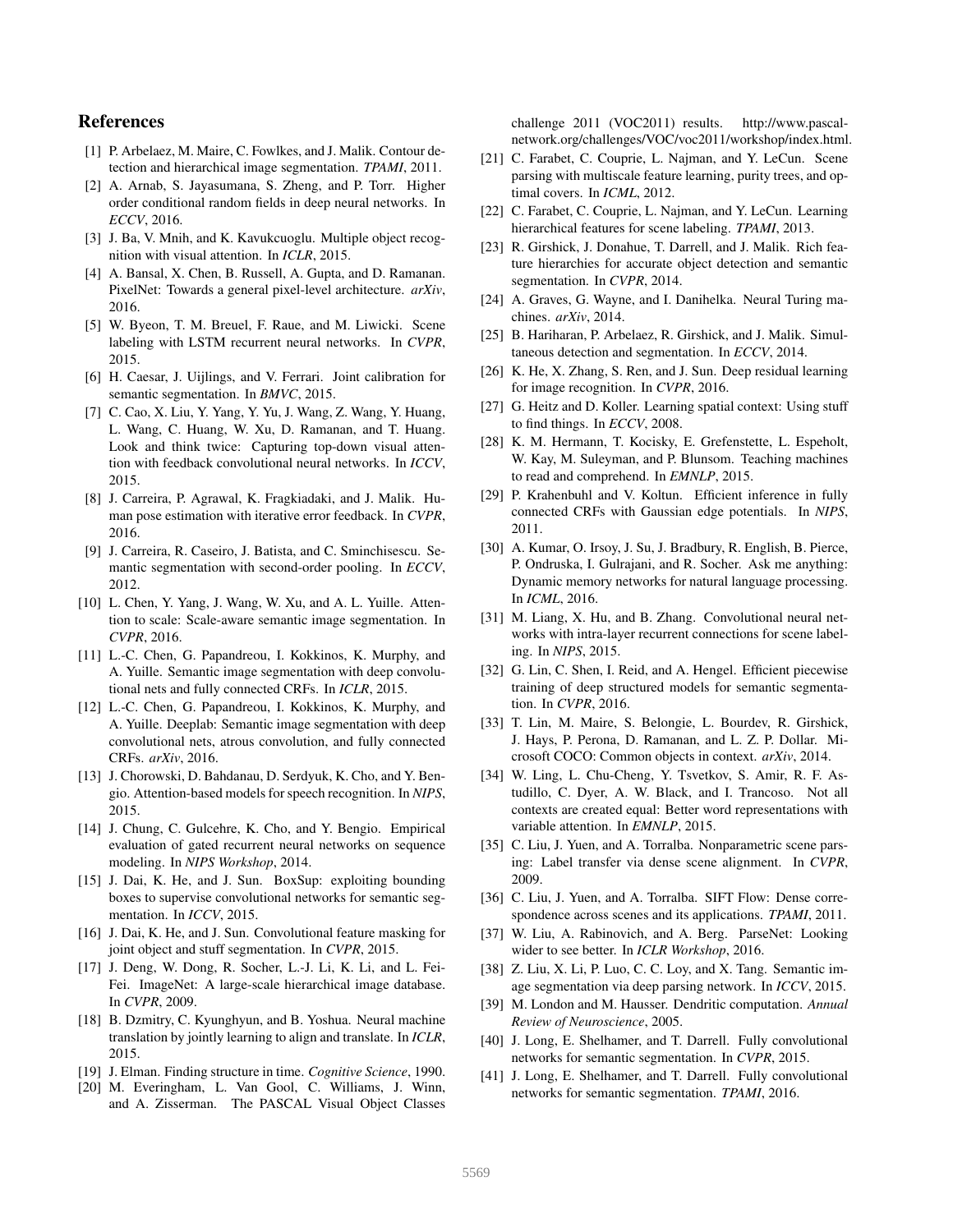## References

[1] P. Arbelaez, M. Maire, C. Fowlkes, and J. Malik. Contour detection and hierarchical image segmentation. *TPAMI*, 2011.

[2] A. Arnab, S. Jayasumana, S. Zheng, and P. Torr. Higher order conditional random fields in deep neural networks. In *ECCV*, 2016.

[3] J. Ba, V. Mnih, and K. Kavukcuoglu. Multiple object recognition with visual attention. In *ICLR*, 2015.

[4] A. Bansal, X. Chen, B. Russell, A. Gupta, and D. Ramanan. PixelNet: Towards a general pixel-level architecture. *arXiv*, 2016.

[5] W. Byeon, T. M. Breuel, F. Raue, and M. Liwicki. Scene labeling with LSTM recurrent neural networks. In *CVPR*, 2015.

[6] H. Caesar, J. Uijlings, and V. Ferrari. Joint calibration for semantic segmentation. In *BMVC*, 2015.

[7] C. Cao, X. Liu, Y. Yang, Y. Yu, J. Wang, Z. Wang, Y. Huang, L. Wang, C. Huang, W. Xu, D. Ramanan, and T. Huang. Look and think twice: Capturing top-down visual attention with feedback convolutional neural networks. In *ICCV*, 2015.

[8] J. Carreira, P. Agrawal, K. Fragkiadaki, and J. Malik. Human pose estimation with iterative error feedback. In *CVPR*, 2016.

[9] J. Carreira, R. Caseiro, J. Batista, and C. Sminchisescu. Semantic segmentation with second-order pooling. In *ECCV*, 2012.

[10] L. Chen, Y. Yang, J. Wang, W. Xu, and A. L. Yuille. Attention to scale: Scale-aware semantic image segmentation. In *CVPR*, 2016.

[11] L.-C. Chen, G. Papandreou, I. Kokkinos, K. Murphy, and A. Yuille. Semantic image segmentation with deep convolutional nets and fully connected CRFs. In *ICLR*, 2015.

[12] L.-C. Chen, G. Papandreou, I. Kokkinos, K. Murphy, and A. Yuille. Deeplab: Semantic image segmentation with deep convolutional nets, atrous convolution, and fully connected CRFs. *arXiv*, 2016.

[13] J. Chorowski, D. Bahdanau, D. Serdyuk, K. Cho, and Y. Bengio. Attention-based models for speech recognition. In *NIPS*, 2015.

[14] J. Chung, C. Gulcehre, K. Cho, and Y. Bengio. Empirical evaluation of gated recurrent neural networks on sequence modeling. In *NIPS Workshop*, 2014.

[15] J. Dai, K. He, and J. Sun. BoxSup: exploiting bounding boxes to supervise convolutional networks for semantic segmentation. In *ICCV*, 2015.

[16] J. Dai, K. He, and J. Sun. Convolutional feature masking for joint object and stuff segmentation. In *CVPR*, 2015.

[17] J. Deng, W. Dong, R. Socher, L.-J. Li, K. Li, and L. Fei-Fei. ImageNet: A large-scale hierarchical image database. In *CVPR*, 2009.

[18] B. Dzmitry, C. Kyunghyun, and B. Yoshua. Neural machine translation by jointly learning to align and translate. In *ICLR*, 2015.

[19] J. Elman. Finding structure in time. *Cognitive Science*, 1990.

[20] M. Everingham, L. Van Gool, C. Williams, J. Winn, and A. Zisserman. The PASCAL Visual Object Classes challenge 2011 (VOC2011) results. http://www.pascal-network.org/challenges/VOC/voc2011/workshop/index.html.

[21] C. Farabet, C. Couprie, L. Najman, and Y. LeCun. Scene parsing with multiscale feature learning, purity trees, and optimal covers. In *ICML*, 2012.

[22] C. Farabet, C. Couprie, L. Najman, and Y. LeCun. Learning hierarchical features for scene labeling. *TPAMI*, 2013.

[23] R. Girshick, J. Donahue, T. Darrell, and J. Malik. Rich feature hierarchies for accurate object detection and semantic segmentation. In *CVPR*, 2014.

[24] A. Graves, G. Wayne, and I. Danihelka. Neural Turing machines. *arXiv*, 2014.

[25] B. Hariharan, P. Arbelaez, R. Girshick, and J. Malik. Simultaneous detection and segmentation. In *ECCV*, 2014.

[26] K. He, X. Zhang, S. Ren, and J. Sun. Deep residual learning for image recognition. In *CVPR*, 2016.

[27] G. Heitz and D. Koller. Learning spatial context: Using stuff to find things. In *ECCV*, 2008.

[28] K. M. Hermann, T. Kocisky, E. Grefenstette, L. Espeholt, W. Kay, M. Suleyman, and P. Blunsom. Teaching machines to read and comprehend. In *EMNLP*, 2015.

[29] P. Krahenbuhl and V. Koltun. Efficient inference in fully connected CRFs with Gaussian edge potentials. In *NIPS*, 2011.

[30] A. Kumar, O. Irsoy, J. Su, J. Bradbury, R. English, B. Pierce, P. Ondruska, I. Gulrajani, and R. Socher. Ask me anything: Dynamic memory networks for natural language processing. In *ICML*, 2016.

[31] M. Liang, X. Hu, and B. Zhang. Convolutional neural networks with intra-layer recurrent connections for scene labeling. In *NIPS*, 2015.

[32] G. Lin, C. Shen, I. Reid, and A. Hengel. Efficient piecewise training of deep structured models for semantic segmentation. In *CVPR*, 2016.

[33] T. Lin, M. Maire, S. Belongie, L. Bourdev, R. Girshick, J. Hays, P. Perona, D. Ramanan, and L. Z. P. Dollar. Microsoft COCO: Common objects in context. *arXiv*, 2014.

[34] W. Ling, L. Chu-Cheng, Y. Tsvetkov, S. Amir, R. F. Astudillo, C. Dyer, A. W. Black, and I. Trancoso. Not all contexts are created equal: Better word representations with variable attention. In *EMNLP*, 2015.

[35] C. Liu, J. Yuen, and A. Torralba. Nonparametric scene parsing: Label transfer via dense scene alignment. In *CVPR*, 2009.

[36] C. Liu, J. Yuen, and A. Torralba. SIFT Flow: Dense correspondence across scenes and its applications. *TPAMI*, 2011.

[37] W. Liu, A. Rabinovich, and A. Berg. ParseNet: Looking wider to see better. In *ICLR Workshop*, 2016.

[38] Z. Liu, X. Li, P. Luo, C. C. Loy, and X. Tang. Semantic image segmentation via deep parsing network. In *ICCV*, 2015.

[39] M. London and M. Hausser. Dendritic computation. *Annual Review of Neuroscience*, 2005.

[40] J. Long, E. Shelhamer, and T. Darrell. Fully convolutional networks for semantic segmentation. In *CVPR*, 2015.

[41] J. Long, E. Shelhamer, and T. Darrell. Fully convolutional networks for semantic segmentation. *TPAMI*, 2016.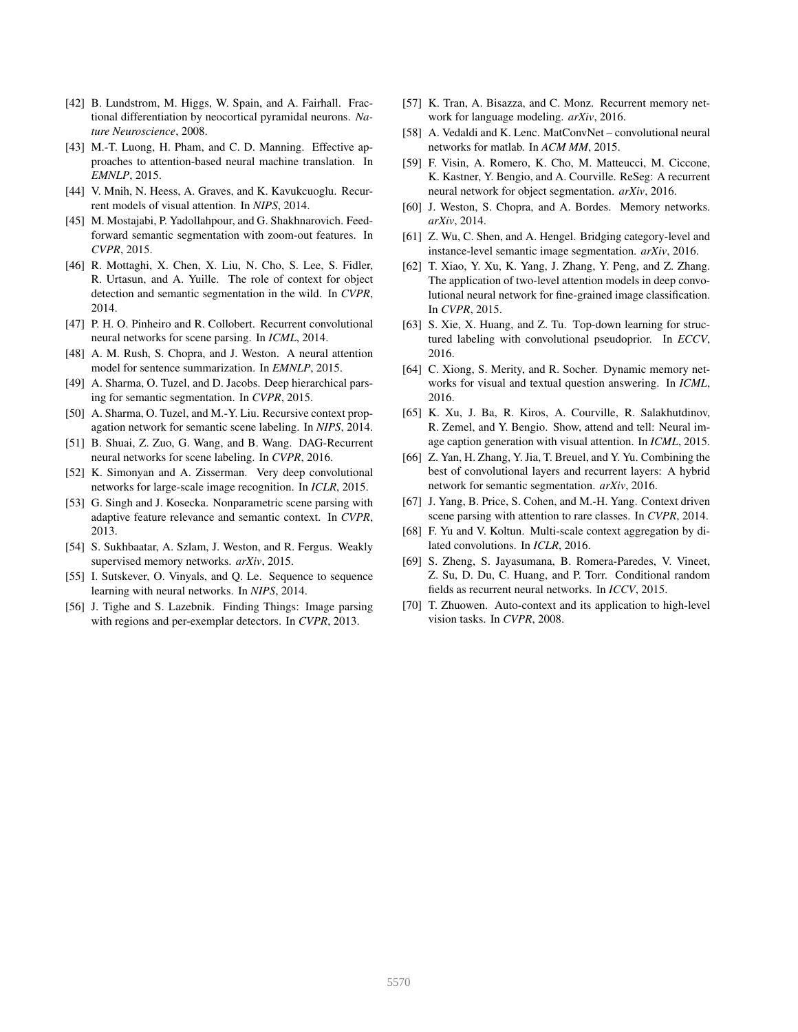[42] B. Lundstrom, M. Higgs, W. Spain, and A. Fairhall. Fractional differentiation by neocortical pyramidal neurons. *Nature Neuroscience*, 2008.

[43] M.-T. Luong, H. Pham, and C. D. Manning. Effective approaches to attention-based neural machine translation. In *EMNLP*, 2015.

[44] V. Mnih, N. Heess, A. Graves, and K. Kavukcuoglu. Recurrent models of visual attention. In *NIPS*, 2014.

[45] M. Mostajabi, P. Yadollahpour, and G. Shakhnarovich. Feedforward semantic segmentation with zoom-out features. In *CVPR*, 2015.

[46] R. Mottaghi, X. Chen, X. Liu, N. Cho, S. Lee, S. Fidler, R. Urtasun, and A. Yuille. The role of context for object detection and semantic segmentation in the wild. In *CVPR*, 2014.

[47] P. H. O. Pinheiro and R. Collobert. Recurrent convolutional neural networks for scene parsing. In *ICML*, 2014.

[48] A. M. Rush, S. Chopra, and J. Weston. A neural attention model for sentence summarization. In *EMNLP*, 2015.

[49] A. Sharma, O. Tuzel, and D. Jacobs. Deep hierarchical parsing for semantic segmentation. In *CVPR*, 2015.

[50] A. Sharma, O. Tuzel, and M.-Y. Liu. Recursive context propagation network for semantic scene labeling. In *NIPS*, 2014.

[51] B. Shuai, Z. Zuo, G. Wang, and B. Wang. DAG-Recurrent neural networks for scene labeling. In *CVPR*, 2016.

[52] K. Simonyan and A. Zisserman. Very deep convolutional networks for large-scale image recognition. In *ICLR*, 2015.

[53] G. Singh and J. Kosecka. Nonparametric scene parsing with adaptive feature relevance and semantic context. In *CVPR*, 2013.

[54] S. Sukhbaatar, A. Szlam, J. Weston, and R. Fergus. Weakly supervised memory networks. *arXiv*, 2015.

[55] I. Sutskever, O. Vinyals, and Q. Le. Sequence to sequence learning with neural networks. In *NIPS*, 2014.

[56] J. Tighe and S. Lazebnik. Finding Things: Image parsing with regions and per-exemplar detectors. In *CVPR*, 2013.

[57] K. Tran, A. Bisazza, and C. Monz. Recurrent memory network for language modeling. *arXiv*, 2016.

[58] A. Vedaldi and K. Lenc. MatConvNet – convolutional neural networks for matlab. In *ACM MM*, 2015.

[59] F. Visin, A. Romero, K. Cho, M. Matteucci, M. Ciccone, K. Kastner, Y. Bengio, and A. Courville. ReSeg: A recurrent neural network for object segmentation. *arXiv*, 2016.

[60] J. Weston, S. Chopra, and A. Bordes. Memory networks. *arXiv*, 2014.

[61] Z. Wu, C. Shen, and A. Hengel. Bridging category-level and instance-level semantic image segmentation. *arXiv*, 2016.

[62] T. Xiao, Y. Xu, K. Yang, J. Zhang, Y. Peng, and Z. Zhang. The application of two-level attention models in deep convolutional neural network for fine-grained image classification. In *CVPR*, 2015.

[63] S. Xie, X. Huang, and Z. Tu. Top-down learning for structured labeling with convolutional pseudoprior. In *ECCV*, 2016.

[64] C. Xiong, S. Merity, and R. Socher. Dynamic memory networks for visual and textual question answering. In *ICML*, 2016.

[65] K. Xu, J. Ba, R. Kiros, A. Courville, R. Salakhutdinov, R. Zemel, and Y. Bengio. Show, attend and tell: Neural image caption generation with visual attention. In *ICML*, 2015.

[66] Z. Yan, H. Zhang, Y. Jia, T. Breuel, and Y. Yu. Combining the best of convolutional layers and recurrent layers: A hybrid network for semantic segmentation. *arXiv*, 2016.

[67] J. Yang, B. Price, S. Cohen, and M.-H. Yang. Context driven scene parsing with attention to rare classes. In *CVPR*, 2014.

[68] F. Yu and V. Koltun. Multi-scale context aggregation by dilated convolutions. In *ICLR*, 2016.

[69] S. Zheng, S. Jayasumana, B. Romera-Paredes, V. Vineet, Z. Su, D. Du, C. Huang, and P. Torr. Conditional random fields as recurrent neural networks. In *ICCV*, 2015.

[70] T. Zhuowen. Auto-context and its application to high-level vision tasks. In *CVPR*, 2008.